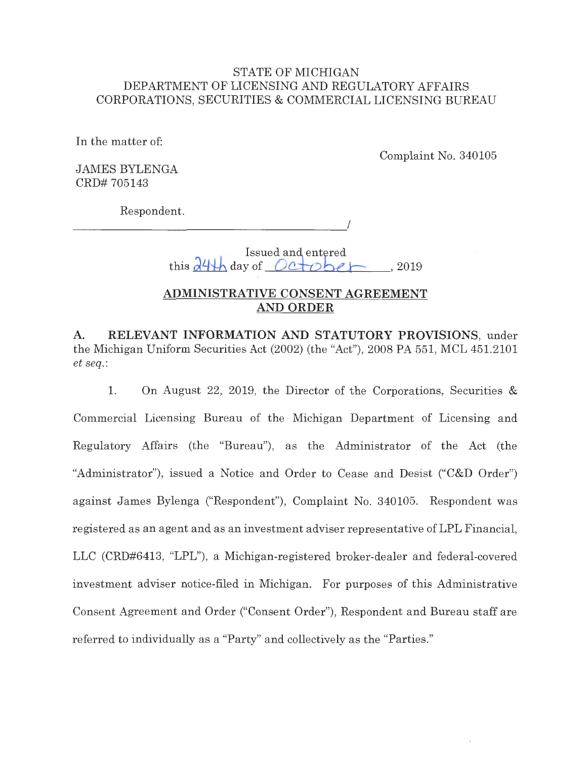STATE OF MICHIGAN
DEPARTMENT OF LICENSING AND REGULATORY AFFAIRS
CORPORATIONS, SECURITIES & COMMERCIAL LICENSING BUREAU

In the matter of:

Complaint No. 340105

JAMES BYLENGA
CRD# 705143

Respondent.
_______________________________________/

Issued and entered
this 24th day of October, 2019

## ADMINISTRATIVE CONSENT AGREEMENT AND ORDER

**A. RELEVANT INFORMATION AND STATUTORY PROVISIONS**, under the Michigan Uniform Securities Act (2002) (the "Act"), 2008 PA 551, MCL 451.2101 *et seq.*:

1. On August 22, 2019, the Director of the Corporations, Securities & Commercial Licensing Bureau of the Michigan Department of Licensing and Regulatory Affairs (the "Bureau"), as the Administrator of the Act (the "Administrator"), issued a Notice and Order to Cease and Desist ("C&D Order") against James Bylenga ("Respondent"), Complaint No. 340105. Respondent was registered as an agent and as an investment adviser representative of LPL Financial, LLC (CRD#6413, "LPL"), a Michigan-registered broker-dealer and federal-covered investment adviser notice-filed in Michigan. For purposes of this Administrative Consent Agreement and Order ("Consent Order"), Respondent and Bureau staff are referred to individually as a "Party" and collectively as the "Parties."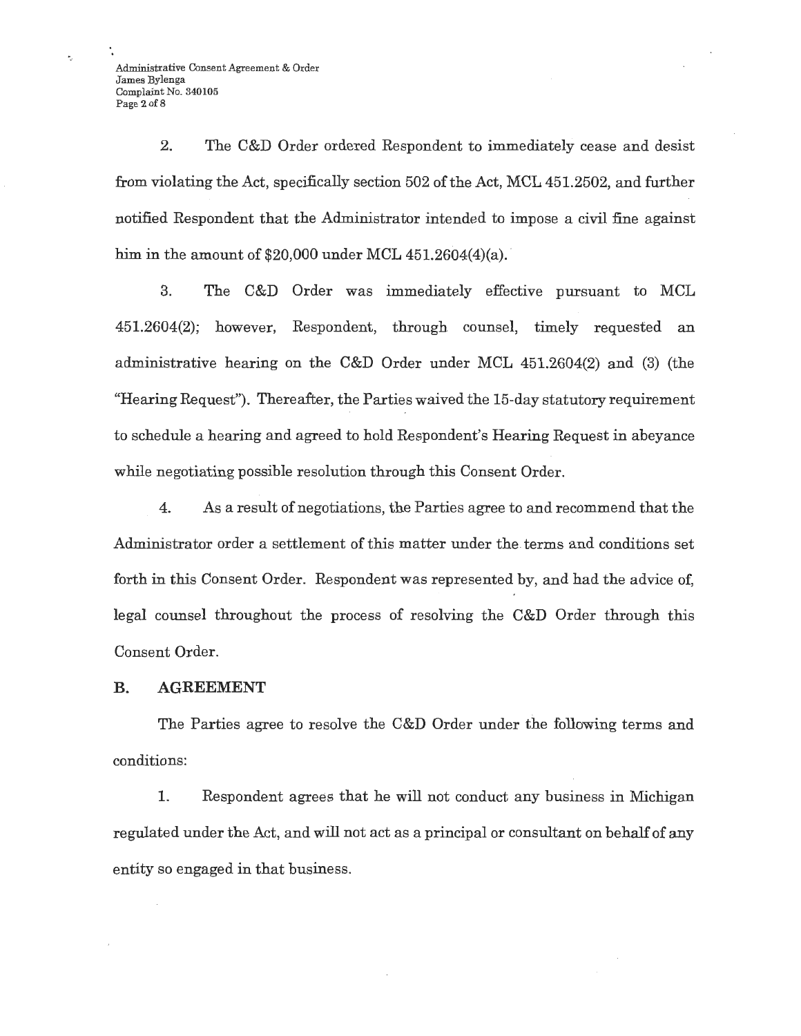2. The C&D Order ordered Respondent to immediately cease and desist from violating the Act, specifically section 502 of the Act, MCL 451.2502, and further notified Respondent that the Administrator intended to impose a civil fine against him in the amount of $20,000 under MCL 451.2604(4)(a).

3. The C&D Order was immediately effective pursuant to MCL 451.2604(2); however, Respondent, through counsel, timely requested an administrative hearing on the C&D Order under MCL 451.2604(2) and (3) (the "Hearing Request"). Thereafter, the Parties waived the 15-day statutory requirement to schedule a hearing and agreed to hold Respondent's Hearing Request in abeyance while negotiating possible resolution through this Consent Order.

4. As a result of negotiations, the Parties agree to and recommend that the Administrator order a settlement of this matter under the terms and conditions set forth in this Consent Order. Respondent was represented by, and had the advice of, legal counsel throughout the process of resolving the C&D Order through this Consent Order.

## B. AGREEMENT

The Parties agree to resolve the C&D Order under the following terms and conditions:

1. Respondent agrees that he will not conduct any business in Michigan regulated under the Act, and will not act as a principal or consultant on behalf of any entity so engaged in that business.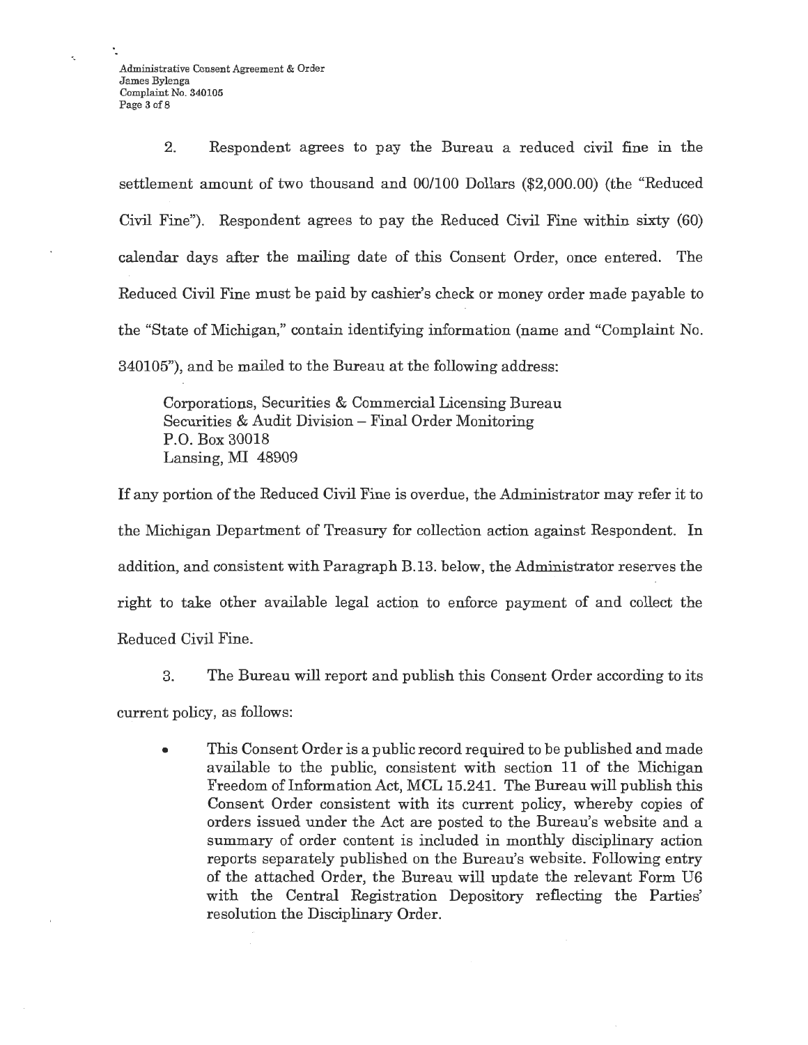2. Respondent agrees to pay the Bureau a reduced civil fine in the settlement amount of two thousand and 00/100 Dollars ($2,000.00) (the "Reduced Civil Fine"). Respondent agrees to pay the Reduced Civil Fine within sixty (60) calendar days after the mailing date of this Consent Order, once entered. The Reduced Civil Fine must be paid by cashier's check or money order made payable to the "State of Michigan," contain identifying information (name and "Complaint No. 340105"), and be mailed to the Bureau at the following address:

> Corporations, Securities & Commercial Licensing Bureau
> Securities & Audit Division – Final Order Monitoring
> P.O. Box 30018
> Lansing, MI 48909

If any portion of the Reduced Civil Fine is overdue, the Administrator may refer it to the Michigan Department of Treasury for collection action against Respondent. In addition, and consistent with Paragraph B.13. below, the Administrator reserves the right to take other available legal action to enforce payment of and collect the Reduced Civil Fine.

3. The Bureau will report and publish this Consent Order according to its current policy, as follows:

- This Consent Order is a public record required to be published and made available to the public, consistent with section 11 of the Michigan Freedom of Information Act, MCL 15.241. The Bureau will publish this Consent Order consistent with its current policy, whereby copies of orders issued under the Act are posted to the Bureau's website and a summary of order content is included in monthly disciplinary action reports separately published on the Bureau's website. Following entry of the attached Order, the Bureau will update the relevant Form U6 with the Central Registration Depository reflecting the Parties' resolution the Disciplinary Order.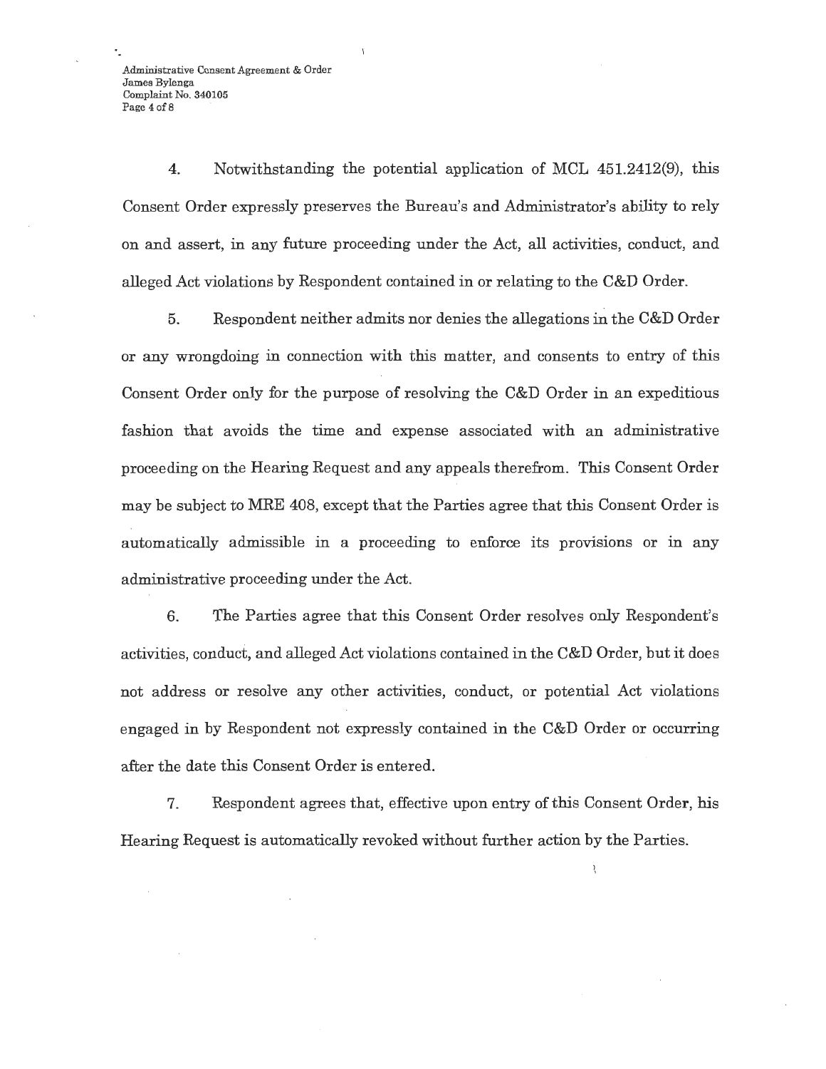4. Notwithstanding the potential application of MCL 451.2412(9), this Consent Order expressly preserves the Bureau's and Administrator's ability to rely on and assert, in any future proceeding under the Act, all activities, conduct, and alleged Act violations by Respondent contained in or relating to the C&D Order.

5. Respondent neither admits nor denies the allegations in the C&D Order or any wrongdoing in connection with this matter, and consents to entry of this Consent Order only for the purpose of resolving the C&D Order in an expeditious fashion that avoids the time and expense associated with an administrative proceeding on the Hearing Request and any appeals therefrom. This Consent Order may be subject to MRE 408, except that the Parties agree that this Consent Order is automatically admissible in a proceeding to enforce its provisions or in any administrative proceeding under the Act.

6. The Parties agree that this Consent Order resolves only Respondent's activities, conduct, and alleged Act violations contained in the C&D Order, but it does not address or resolve any other activities, conduct, or potential Act violations engaged in by Respondent not expressly contained in the C&D Order or occurring after the date this Consent Order is entered.

7. Respondent agrees that, effective upon entry of this Consent Order, his Hearing Request is automatically revoked without further action by the Parties.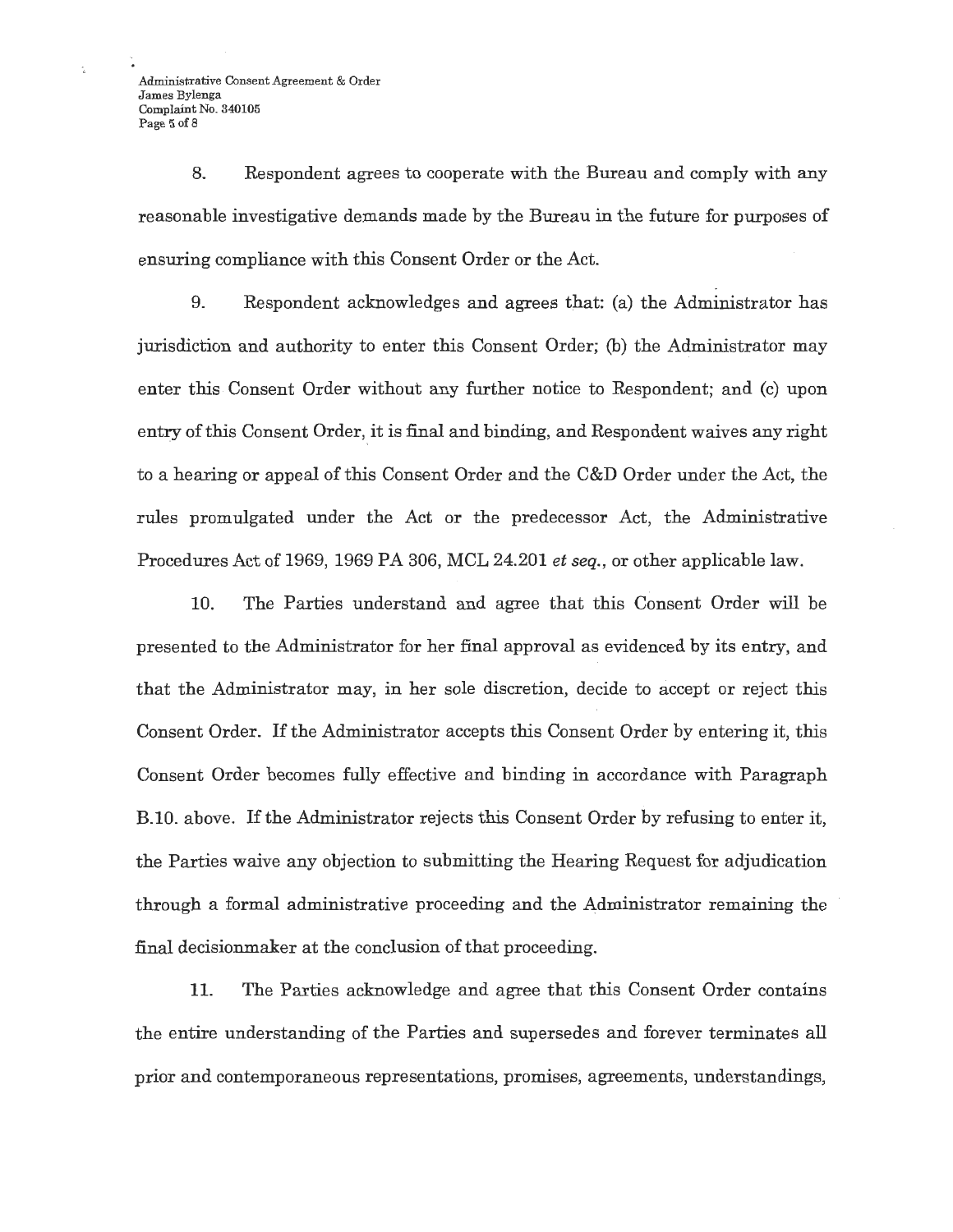8. Respondent agrees to cooperate with the Bureau and comply with any reasonable investigative demands made by the Bureau in the future for purposes of ensuring compliance with this Consent Order or the Act.

9. Respondent acknowledges and agrees that: (a) the Administrator has jurisdiction and authority to enter this Consent Order; (b) the Administrator may enter this Consent Order without any further notice to Respondent; and (c) upon entry of this Consent Order, it is final and binding, and Respondent waives any right to a hearing or appeal of this Consent Order and the C&D Order under the Act, the rules promulgated under the Act or the predecessor Act, the Administrative Procedures Act of 1969, 1969 PA 306, MCL 24.201 *et seq.*, or other applicable law.

10. The Parties understand and agree that this Consent Order will be presented to the Administrator for her final approval as evidenced by its entry, and that the Administrator may, in her sole discretion, decide to accept or reject this Consent Order. If the Administrator accepts this Consent Order by entering it, this Consent Order becomes fully effective and binding in accordance with Paragraph B.10. above. If the Administrator rejects this Consent Order by refusing to enter it, the Parties waive any objection to submitting the Hearing Request for adjudication through a formal administrative proceeding and the Administrator remaining the final decisionmaker at the conclusion of that proceeding.

11. The Parties acknowledge and agree that this Consent Order contains the entire understanding of the Parties and supersedes and forever terminates all prior and contemporaneous representations, promises, agreements, understandings,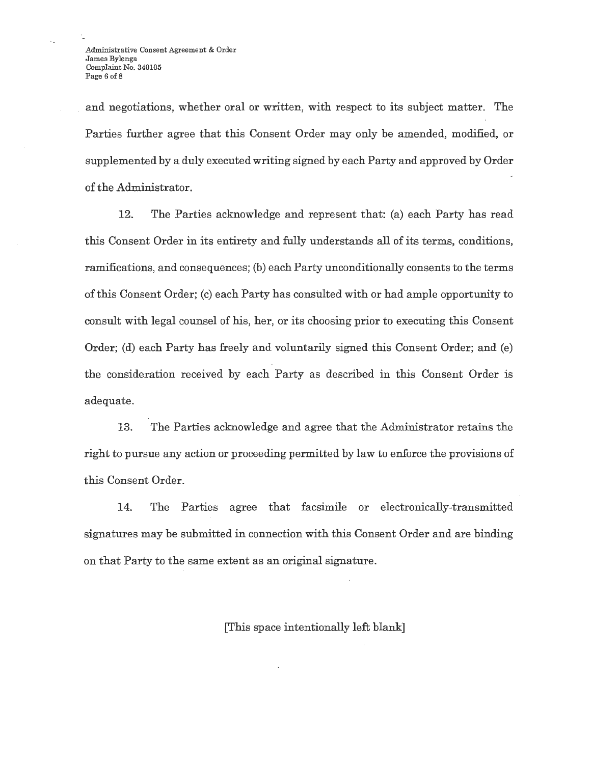and negotiations, whether oral or written, with respect to its subject matter. The Parties further agree that this Consent Order may only be amended, modified, or supplemented by a duly executed writing signed by each Party and approved by Order of the Administrator.

12. The Parties acknowledge and represent that: (a) each Party has read this Consent Order in its entirety and fully understands all of its terms, conditions, ramifications, and consequences; (b) each Party unconditionally consents to the terms of this Consent Order; (c) each Party has consulted with or had ample opportunity to consult with legal counsel of his, her, or its choosing prior to executing this Consent Order; (d) each Party has freely and voluntarily signed this Consent Order; and (e) the consideration received by each Party as described in this Consent Order is adequate.

13. The Parties acknowledge and agree that the Administrator retains the right to pursue any action or proceeding permitted by law to enforce the provisions of this Consent Order.

14. The Parties agree that facsimile or electronically-transmitted signatures may be submitted in connection with this Consent Order and are binding on that Party to the same extent as an original signature.

[This space intentionally left blank]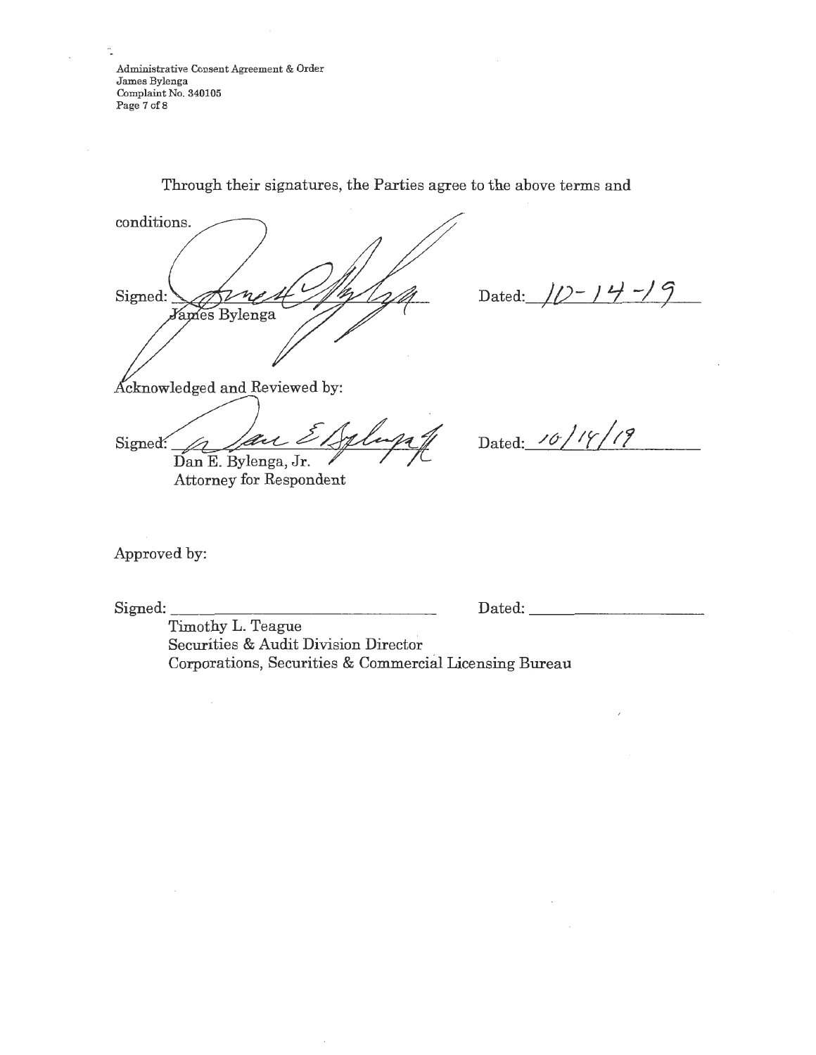Through their signatures, the Parties agree to the above terms and conditions.

Signed: _________________________ Dated: 10-14-19
James Bylenga

Acknowledged and Reviewed by:

Signed: _________________________ Dated: 10/14/19
Dan E. Bylenga, Jr.
Attorney for Respondent

Approved by:

Signed: _________________________ Dated: _______________
Timothy L. Teague
Securities & Audit Division Director
Corporations, Securities & Commercial Licensing Bureau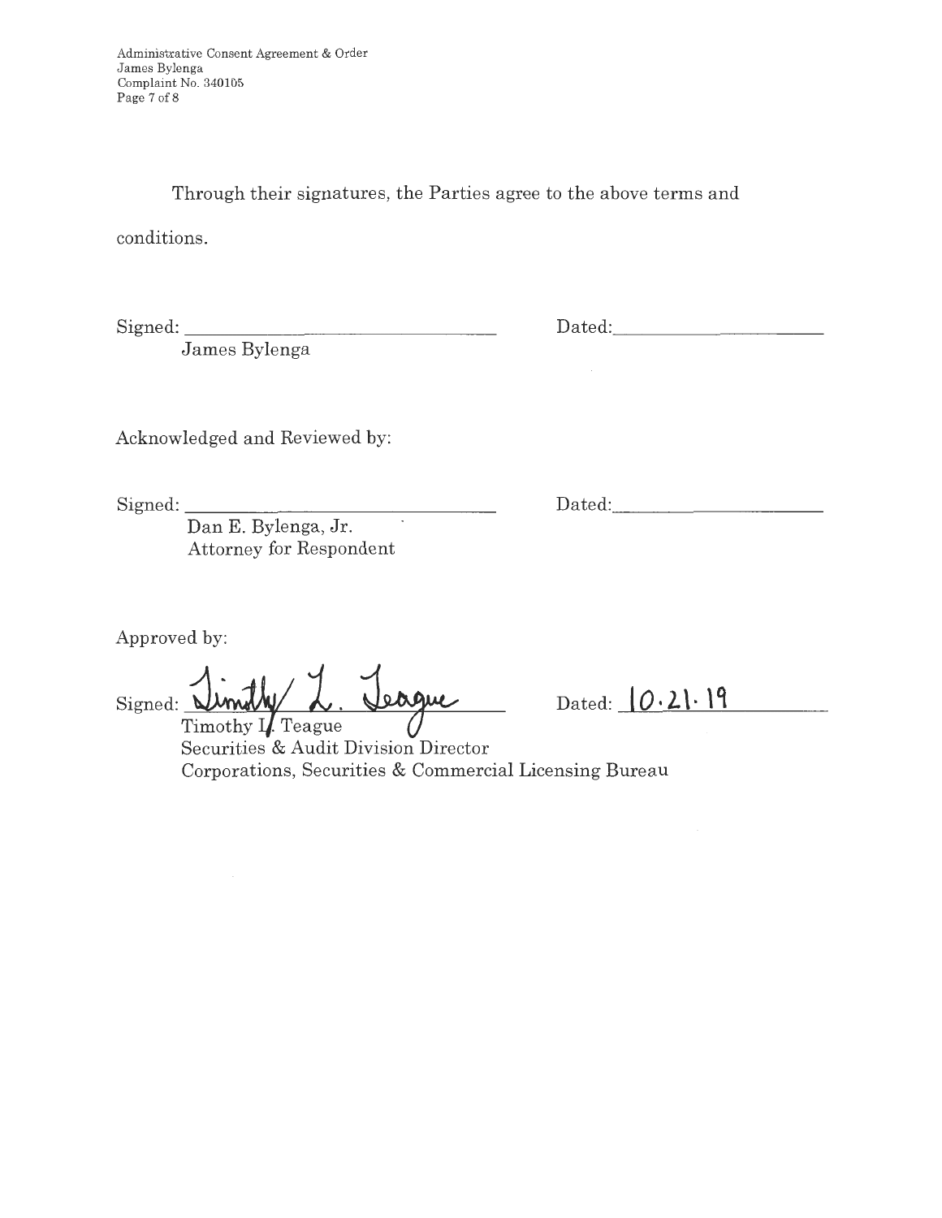Through their signatures, the Parties agree to the above terms and conditions.

Signed: ______________________________ Dated: ____________________
James Bylenga

Acknowledged and Reviewed by:

Signed: ______________________________ Dated: ____________________
Dan E. Bylenga, Jr.
Attorney for Respondent

Approved by:

Signed: Timothy L. Teague Dated: 10.21.19
Timothy L. Teague
Securities & Audit Division Director
Corporations, Securities & Commercial Licensing Bureau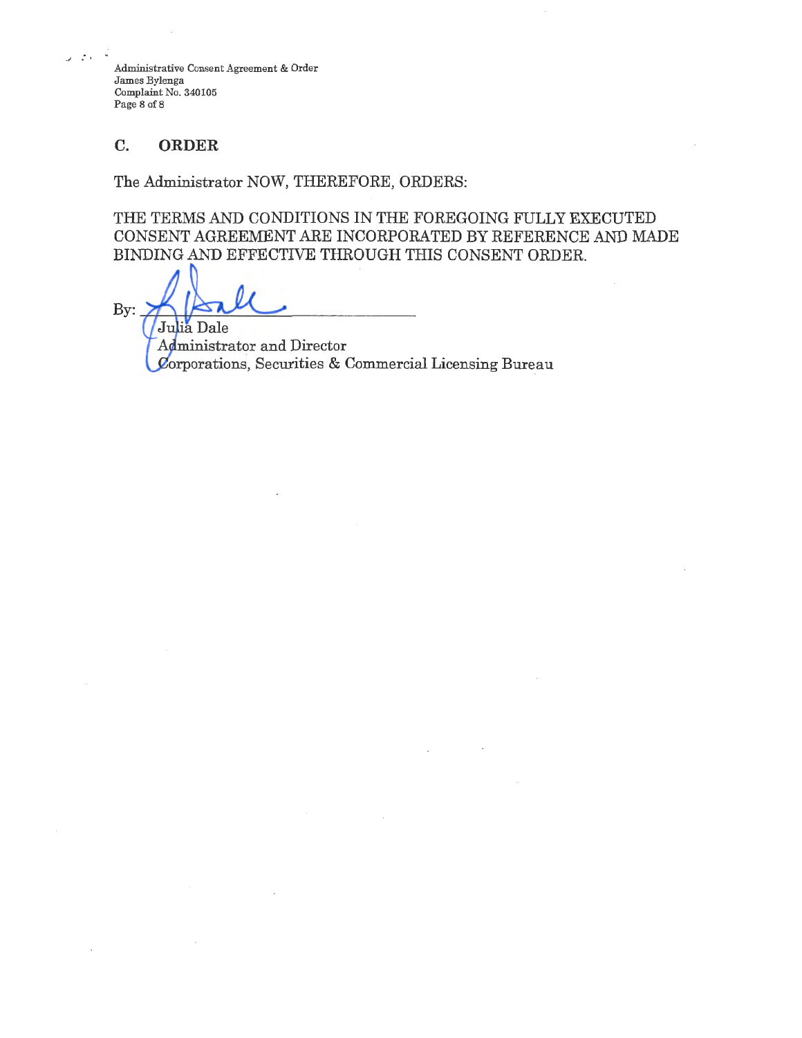## C. ORDER

The Administrator NOW, THEREFORE, ORDERS:

THE TERMS AND CONDITIONS IN THE FOREGOING FULLY EXECUTED CONSENT AGREEMENT ARE INCORPORATED BY REFERENCE AND MADE BINDING AND EFFECTIVE THROUGH THIS CONSENT ORDER.

By: ______________________________

Julia Dale
Administrator and Director
Corporations, Securities & Commercial Licensing Bureau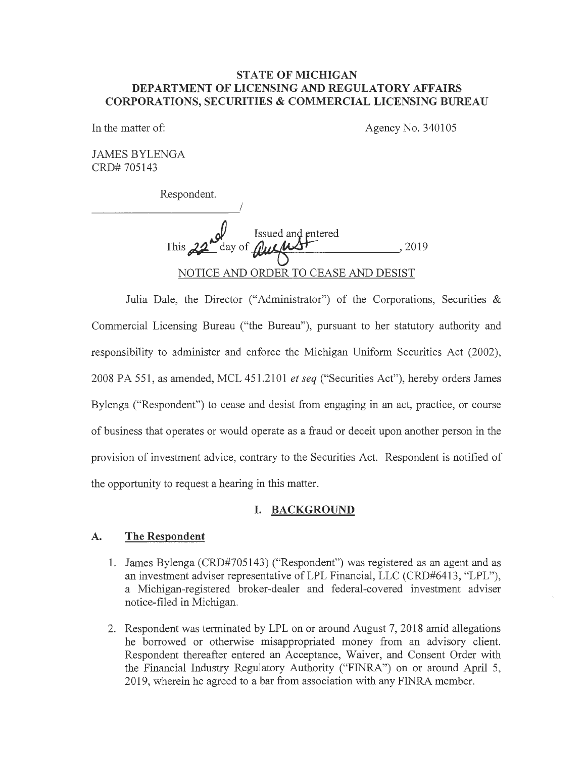# STATE OF MICHIGAN
# DEPARTMENT OF LICENSING AND REGULATORY AFFAIRS
# CORPORATIONS, SECURITIES & COMMERCIAL LICENSING BUREAU

In the matter of: Agency No. 340105

JAMES BYLENGA
CRD# 705143

Respondent.
_______________________/

Issued and entered
This 22nd day of August, 2019

NOTICE AND ORDER TO CEASE AND DESIST

Julia Dale, the Director ("Administrator") of the Corporations, Securities & Commercial Licensing Bureau ("the Bureau"), pursuant to her statutory authority and responsibility to administer and enforce the Michigan Uniform Securities Act (2002), 2008 PA 551, as amended, MCL 451.2101 *et seq* ("Securities Act"), hereby orders James Bylenga ("Respondent") to cease and desist from engaging in an act, practice, or course of business that operates or would operate as a fraud or deceit upon another person in the provision of investment advice, contrary to the Securities Act. Respondent is notified of the opportunity to request a hearing in this matter.

## I. BACKGROUND

### A. The Respondent

1. James Bylenga (CRD#705143) ("Respondent") was registered as an agent and as an investment adviser representative of LPL Financial, LLC (CRD#6413, "LPL"), a Michigan-registered broker-dealer and federal-covered investment adviser notice-filed in Michigan.

2. Respondent was terminated by LPL on or around August 7, 2018 amid allegations he borrowed or otherwise misappropriated money from an advisory client. Respondent thereafter entered an Acceptance, Waiver, and Consent Order with the Financial Industry Regulatory Authority ("FINRA") on or around April 5, 2019, wherein he agreed to a bar from association with any FINRA member.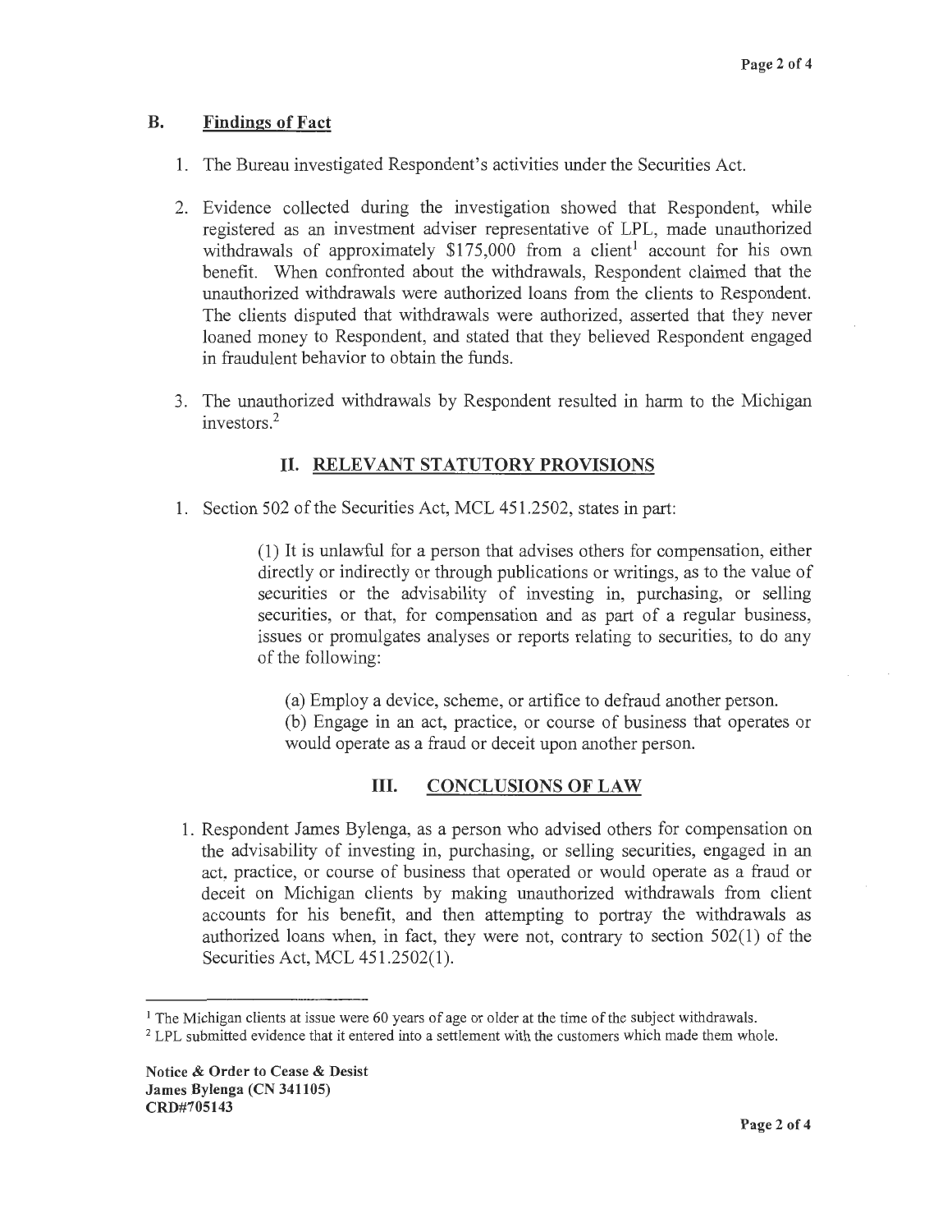## B. Findings of Fact

1. The Bureau investigated Respondent's activities under the Securities Act.

2. Evidence collected during the investigation showed that Respondent, while registered as an investment adviser representative of LPL, made unauthorized withdrawals of approximately $175,000 from a client[1] account for his own benefit. When confronted about the withdrawals, Respondent claimed that the unauthorized withdrawals were authorized loans from the clients to Respondent. The clients disputed that withdrawals were authorized, asserted that they never loaned money to Respondent, and stated that they believed Respondent engaged in fraudulent behavior to obtain the funds.

3. The unauthorized withdrawals by Respondent resulted in harm to the Michigan investors.[2]

## II. RELEVANT STATUTORY PROVISIONS

1. Section 502 of the Securities Act, MCL 451.2502, states in part:

> (1) It is unlawful for a person that advises others for compensation, either directly or indirectly or through publications or writings, as to the value of securities or the advisability of investing in, purchasing, or selling securities, or that, for compensation and as part of a regular business, issues or promulgates analyses or reports relating to securities, to do any of the following:
>
> (a) Employ a device, scheme, or artifice to defraud another person.
> (b) Engage in an act, practice, or course of business that operates or would operate as a fraud or deceit upon another person.

## III. CONCLUSIONS OF LAW

1. Respondent James Bylenga, as a person who advised others for compensation on the advisability of investing in, purchasing, or selling securities, engaged in an act, practice, or course of business that operated or would operate as a fraud or deceit on Michigan clients by making unauthorized withdrawals from client accounts for his benefit, and then attempting to portray the withdrawals as authorized loans when, in fact, they were not, contrary to section 502(1) of the Securities Act, MCL 451.2502(1).

---

[1] The Michigan clients at issue were 60 years of age or older at the time of the subject withdrawals.

[2] LPL submitted evidence that it entered into a settlement with the customers which made them whole.

**Notice & Order to Cease & Desist**
**James Bylenga (CN 341105)**
**CRD#705143**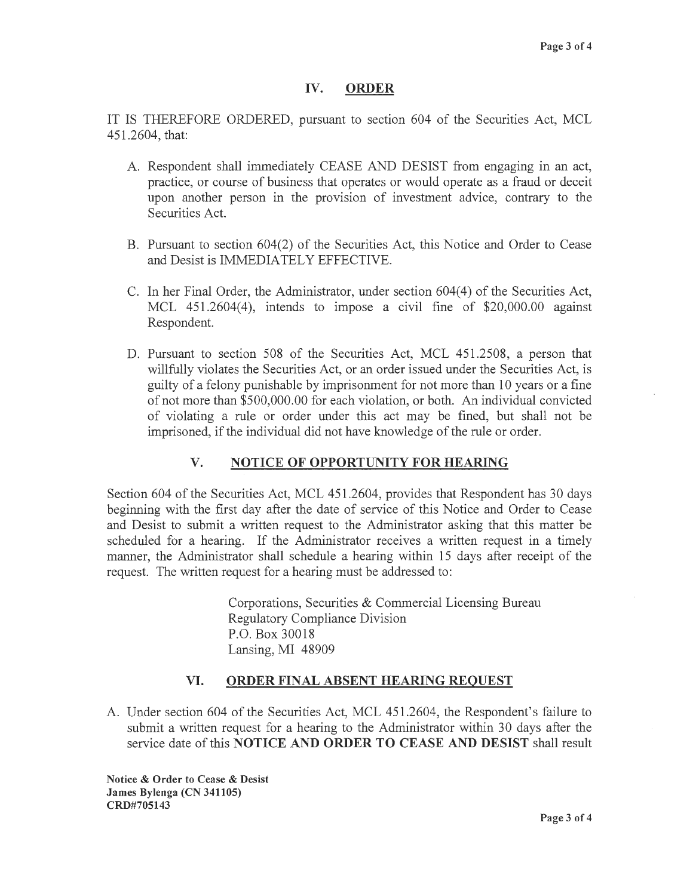## IV. ORDER

IT IS THEREFORE ORDERED, pursuant to section 604 of the Securities Act, MCL 451.2604, that:

A. Respondent shall immediately CEASE AND DESIST from engaging in an act, practice, or course of business that operates or would operate as a fraud or deceit upon another person in the provision of investment advice, contrary to the Securities Act.

B. Pursuant to section 604(2) of the Securities Act, this Notice and Order to Cease and Desist is IMMEDIATELY EFFECTIVE.

C. In her Final Order, the Administrator, under section 604(4) of the Securities Act, MCL 451.2604(4), intends to impose a civil fine of $20,000.00 against Respondent.

D. Pursuant to section 508 of the Securities Act, MCL 451.2508, a person that willfully violates the Securities Act, or an order issued under the Securities Act, is guilty of a felony punishable by imprisonment for not more than 10 years or a fine of not more than $500,000.00 for each violation, or both. An individual convicted of violating a rule or order under this act may be fined, but shall not be imprisoned, if the individual did not have knowledge of the rule or order.

## V. NOTICE OF OPPORTUNITY FOR HEARING

Section 604 of the Securities Act, MCL 451.2604, provides that Respondent has 30 days beginning with the first day after the date of service of this Notice and Order to Cease and Desist to submit a written request to the Administrator asking that this matter be scheduled for a hearing. If the Administrator receives a written request in a timely manner, the Administrator shall schedule a hearing within 15 days after receipt of the request. The written request for a hearing must be addressed to:

Corporations, Securities & Commercial Licensing Bureau
Regulatory Compliance Division
P.O. Box 30018
Lansing, MI 48909

## VI. ORDER FINAL ABSENT HEARING REQUEST

A. Under section 604 of the Securities Act, MCL 451.2604, the Respondent's failure to submit a written request for a hearing to the Administrator within 30 days after the service date of this **NOTICE AND ORDER TO CEASE AND DESIST** shall result

**Notice & Order to Cease & Desist**
**James Bylenga (CN 341105)**
**CRD#705143**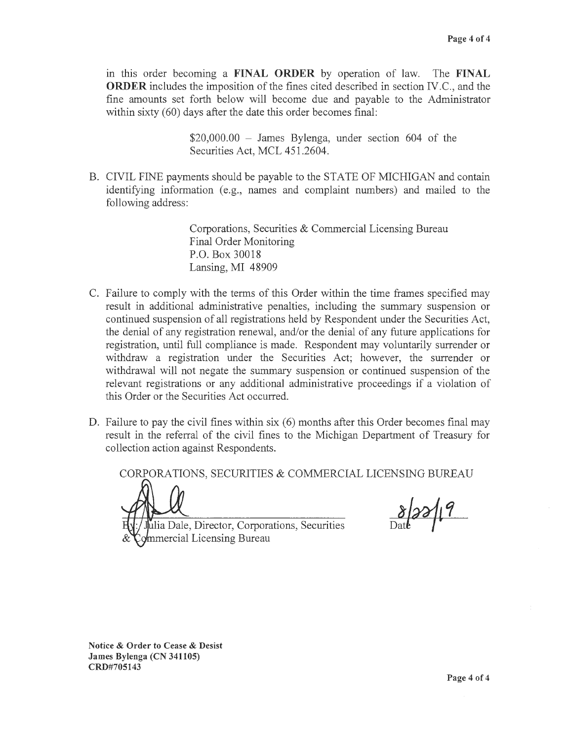in this order becoming a **FINAL ORDER** by operation of law. The **FINAL ORDER** includes the imposition of the fines cited described in section IV.C., and the fine amounts set forth below will become due and payable to the Administrator within sixty (60) days after the date this order becomes final:

> $20,000.00 – James Bylenga, under section 604 of the Securities Act, MCL 451.2604.

B. CIVIL FINE payments should be payable to the STATE OF MICHIGAN and contain identifying information (e.g., names and complaint numbers) and mailed to the following address:

> Corporations, Securities & Commercial Licensing Bureau
> Final Order Monitoring
> P.O. Box 30018
> Lansing, MI 48909

C. Failure to comply with the terms of this Order within the time frames specified may result in additional administrative penalties, including the summary suspension or continued suspension of all registrations held by Respondent under the Securities Act, the denial of any registration renewal, and/or the denial of any future applications for registration, until full compliance is made. Respondent may voluntarily surrender or withdraw a registration under the Securities Act; however, the surrender or withdrawal will not negate the summary suspension or continued suspension of the relevant registrations or any additional administrative proceedings if a violation of this Order or the Securities Act occurred.

D. Failure to pay the civil fines within six (6) months after this Order becomes final may result in the referral of the civil fines to the Michigan Department of Treasury for collection action against Respondents.

CORPORATIONS, SECURITIES & COMMERCIAL LICENSING BUREAU

By: Julia Dale, Director, Corporations, Securities & Commercial Licensing Bureau

8/22/19
Date

**Notice & Order to Cease & Desist**
**James Bylenga (CN 341105)**
**CRD#705143**